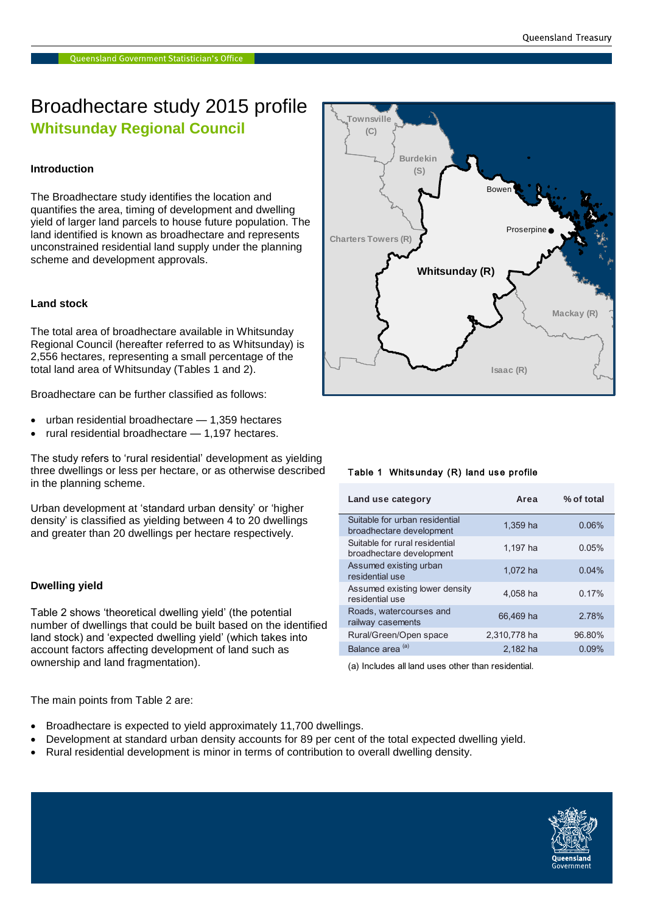# Broadhectare study 2015 profile

## Whitsunday Regional Council

### Introduction

The Broadhectare study identifies the location and quantifies the area, timing of development and dwelling yield of larger land parcels to house future population. The land identified is known as broadhectare and represents unconstrained residential land supply under the planning scheme and development approvals.

### Land stock

The total area of broadhectare available in Whitsunday Regional Council (hereafter referred to as Whitsunday) is 2,556 hectares, representing a small percentage of the total land area of Whitsunday (Tables 1 and 2).

Broadhectare can be further classified as follows:

- urban residential broadhectare — 1,359 hectares
- rural residential broadhectare — 1,197 hectares.

The study refers to 'rural residential' development as yielding three dwellings or less per hectare, or as otherwise described in the planning scheme.

Urban development at 'standard urban density' or 'higher density' is classified as yielding between 4 to 20 dwellings and greater than 20 dwellings per hectare respectively.

### Dwelling yield

Table 2 shows 'theoretical dwelling yield' (the potential number of dwellings that could be built based on the identified land stock) and 'expected dwelling yield' (which takes into account factors affecting development of land such as ownership and land fragmentation).

The main points from Table 2 are:

- Broadhectare is expected to yield approximately 11,700 dwellings.
- Development at standard urban density accounts for 89 per cent of the total expected dwelling yield.
- Rural residential development is minor in terms of contribution to overall dwelling density.

**Table 1 Whitsunday (R) land use profile**

| Land use category | Area | % of total |
|---|---|---|
| Suitable for urban residential broadhectare development | 1,359 ha | 0.06% |
| Suitable for rural residential broadhectare development | 1,197 ha | 0.05% |
| Assumed existing urban residential use | 1,072 ha | 0.04% |
| Assumed existing lower density residential use | 4,058 ha | 0.17% |
| Roads, watercourses and railway casements | 66,469 ha | 2.78% |
| Rural/Green/Open space | 2,310,778 ha | 96.80% |
| Balance area [(a)] | 2,182 ha | 0.09% |

(a) Includes all land uses other than residential.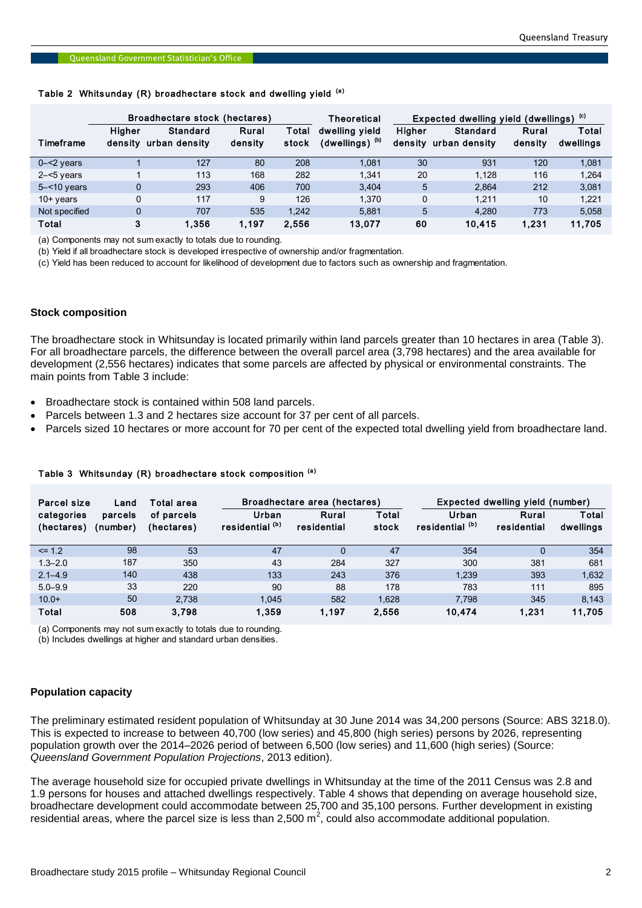**Table 2 Whitsunday (R) broadhectare stock and dwelling yield (a)**

| Timeframe | Broadhectare stock (hectares) Higher density | Standard urban density | Rural density | Total stock | Theoretical dwelling yield (dwellings) (b) | Expected dwelling yield (dwellings) (c) Higher density | Standard urban density | Rural density | Total dwellings |
|---|---|---|---|---|---|---|---|---|---|
| 0–<2 years | 1 | 127 | 80 | 208 | 1,081 | 30 | 931 | 120 | 1,081 |
| 2–<5 years | 1 | 113 | 168 | 282 | 1,341 | 20 | 1,128 | 116 | 1,264 |
| 5–<10 years | 0 | 293 | 406 | 700 | 3,404 | 5 | 2,864 | 212 | 3,081 |
| 10+ years | 0 | 117 | 9 | 126 | 1,370 | 0 | 1,211 | 10 | 1,221 |
| Not specified | 0 | 707 | 535 | 1,242 | 5,881 | 5 | 4,280 | 773 | 5,058 |
| **Total** | **3** | **1,356** | **1,197** | **2,556** | **13,077** | **60** | **10,415** | **1,231** | **11,705** |

(a) Components may not sum exactly to totals due to rounding.
(b) Yield if all broadhectare stock is developed irrespective of ownership and/or fragmentation.
(c) Yield has been reduced to account for likelihood of development due to factors such as ownership and fragmentation.

## Stock composition

The broadhectare stock in Whitsunday is located primarily within land parcels greater than 10 hectares in area (Table 3). For all broadhectare parcels, the difference between the overall parcel area (3,798 hectares) and the area available for development (2,556 hectares) indicates that some parcels are affected by physical or environmental constraints. The main points from Table 3 include:

- Broadhectare stock is contained within 508 land parcels.
- Parcels between 1.3 and 2 hectares size account for 37 per cent of all parcels.
- Parcels sized 10 hectares or more account for 70 per cent of the expected total dwelling yield from broadhectare land.

**Table 3 Whitsunday (R) broadhectare stock composition (a)**

| Parcel size categories (hectares) | Land parcels (number) | Total area of parcels (hectares) | Broadhectare area (hectares) Urban residential (b) | Rural residential | Total stock | Expected dwelling yield (number) Urban residential (b) | Rural residential | Total dwellings |
|---|---|---|---|---|---|---|---|---|
| <= 1.2 | 98 | 53 | 47 | 0 | 47 | 354 | 0 | 354 |
| 1.3–2.0 | 187 | 350 | 43 | 284 | 327 | 300 | 381 | 681 |
| 2.1–4.9 | 140 | 438 | 133 | 243 | 376 | 1,239 | 393 | 1,632 |
| 5.0–9.9 | 33 | 220 | 90 | 88 | 178 | 783 | 111 | 895 |
| 10.0+ | 50 | 2,738 | 1,045 | 582 | 1,628 | 7,798 | 345 | 8,143 |
| **Total** | **508** | **3,798** | **1,359** | **1,197** | **2,556** | **10,474** | **1,231** | **11,705** |

(a) Components may not sum exactly to totals due to rounding.
(b) Includes dwellings at higher and standard urban densities.

## Population capacity

The preliminary estimated resident population of Whitsunday at 30 June 2014 was 34,200 persons (Source: ABS 3218.0). This is expected to increase to between 40,700 (low series) and 45,800 (high series) persons by 2026, representing population growth over the 2014–2026 period of between 6,500 (low series) and 11,600 (high series) (Source: *Queensland Government Population Projections*, 2013 edition).

The average household size for occupied private dwellings in Whitsunday at the time of the 2011 Census was 2.8 and 1.9 persons for houses and attached dwellings respectively. Table 4 shows that depending on average household size, broadhectare development could accommodate between 25,700 and 35,100 persons. Further development in existing residential areas, where the parcel size is less than 2,500 m$^2$, could also accommodate additional population.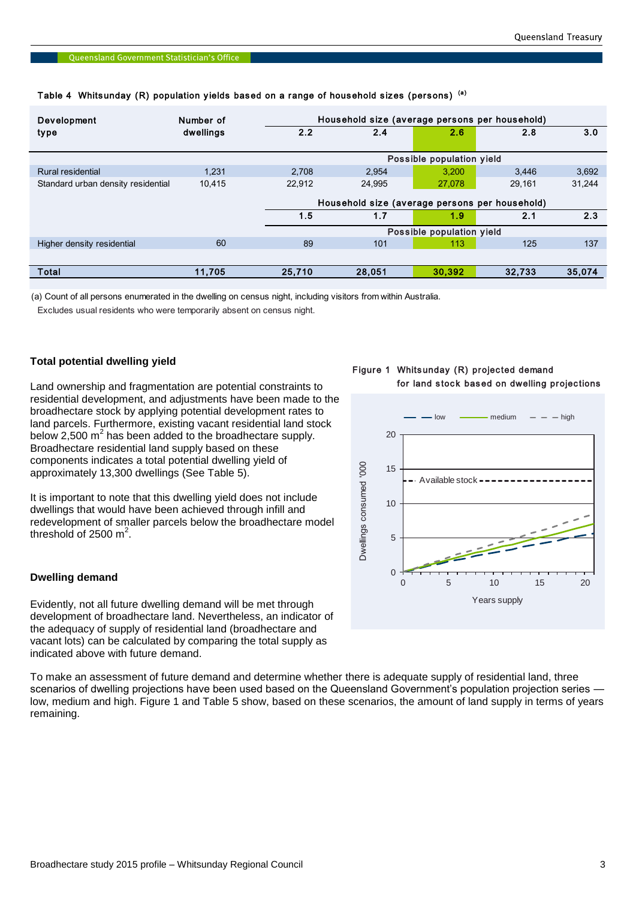**Table 4 Whitsunday (R) population yields based on a range of household sizes (persons) [(a)]**

| Development type | Number of dwellings | Household size (average persons per household) | | | | |
|---|---|---|---|---|---|---|
| | | 2.2 | 2.4 | 2.6 | 2.8 | 3.0 |
| | | Possible population yield | | | | |
| Rural residential | 1,231 | 2,708 | 2,954 | 3,200 | 3,446 | 3,692 |
| Standard urban density residential | 10,415 | 22,912 | 24,995 | 27,078 | 29,161 | 31,244 |
| | | Household size (average persons per household) | | | | |
| | | 1.5 | 1.7 | 1.9 | 2.1 | 2.3 |
| | | Possible population yield | | | | |
| Higher density residential | 60 | 89 | 101 | 113 | 125 | 137 |
| **Total** | **11,705** | **25,710** | **28,051** | **30,392** | **32,733** | **35,074** |

(a) Count of all persons enumerated in the dwelling on census night, including visitors from within Australia. Excludes usual residents who were temporarily absent on census night.

### Total potential dwelling yield

Land ownership and fragmentation are potential constraints to residential development, and adjustments have been made to the broadhectare stock by applying potential development rates to land parcels. Furthermore, existing vacant residential land stock below 2,500 $m^2$ has been added to the broadhectare supply. Broadhectare residential land supply based on these components indicates a total potential dwelling yield of approximately 13,300 dwellings (See Table 5).

It is important to note that this dwelling yield does not include dwellings that would have been achieved through infill and redevelopment of smaller parcels below the broadhectare model threshold of 2500 $m^2$.

### Dwelling demand

Evidently, not all future dwelling demand will be met through development of broadhectare land. Nevertheless, an indicator of the adequacy of supply of residential land (broadhectare and vacant lots) can be calculated by comparing the total supply as indicated above with future demand.

**Figure 1 Whitsunday (R) projected demand for land stock based on dwelling projections**

To make an assessment of future demand and determine whether there is adequate supply of residential land, three scenarios of dwelling projections have been used based on the Queensland Government's population projection series — low, medium and high. Figure 1 and Table 5 show, based on these scenarios, the amount of land supply in terms of years remaining.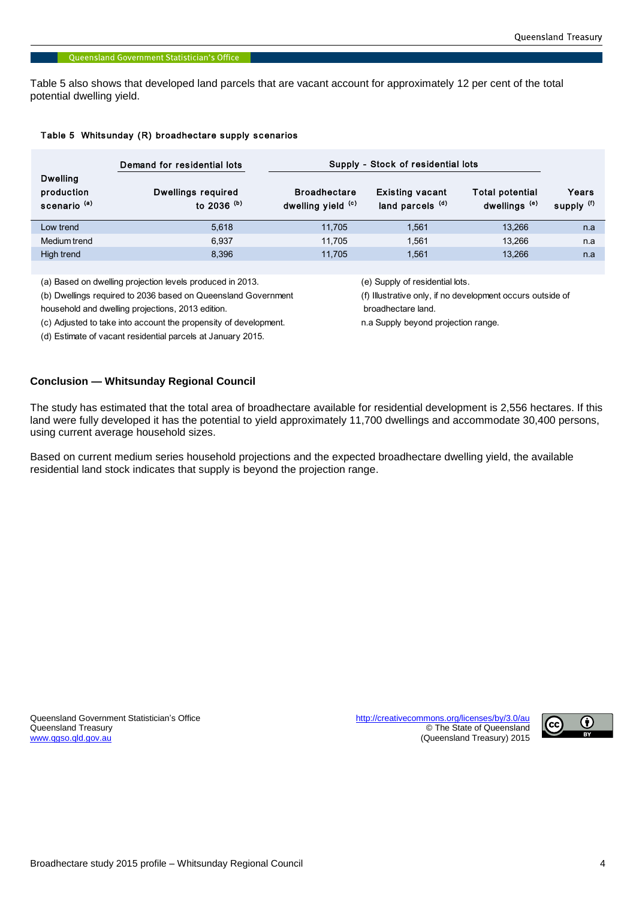Table 5 also shows that developed land parcels that are vacant account for approximately 12 per cent of the total potential dwelling yield.

**Table 5 Whitsunday (R) broadhectare supply scenarios**

| Dwelling production scenario [(a)] | Demand for residential lots | Supply - Stock of residential lots | | | |
|---|---|---|---|---|---|
| | Dwellings required to 2036 [(b)] | Broadhectare dwelling yield [(c)] | Existing vacant land parcels [(d)] | Total potential dwellings [(e)] | Years supply [(f)] |
| Low trend | 5,618 | 11,705 | 1,561 | 13,266 | n.a |
| Medium trend | 6,937 | 11,705 | 1,561 | 13,266 | n.a |
| High trend | 8,396 | 11,705 | 1,561 | 13,266 | n.a |

(a) Based on dwelling projection levels produced in 2013.

(b) Dwellings required to 2036 based on Queensland Government household and dwelling projections, 2013 edition.

(c) Adjusted to take into account the propensity of development.

(d) Estimate of vacant residential parcels at January 2015.

(e) Supply of residential lots.

(f) Illustrative only, if no development occurs outside of broadhectare land.

n.a Supply beyond projection range.

## Conclusion — Whitsunday Regional Council

The study has estimated that the total area of broadhectare available for residential development is 2,556 hectares. If this land were fully developed it has the potential to yield approximately 11,700 dwellings and accommodate 30,400 persons, using current average household sizes.

Based on current medium series household projections and the expected broadhectare dwelling yield, the available residential land stock indicates that supply is beyond the projection range.

Queensland Government Statistician's Office
Queensland Treasury
www.qgso.qld.gov.au

http://creativecommons.org/licenses/by/3.0/au
© The State of Queensland
(Queensland Treasury) 2015